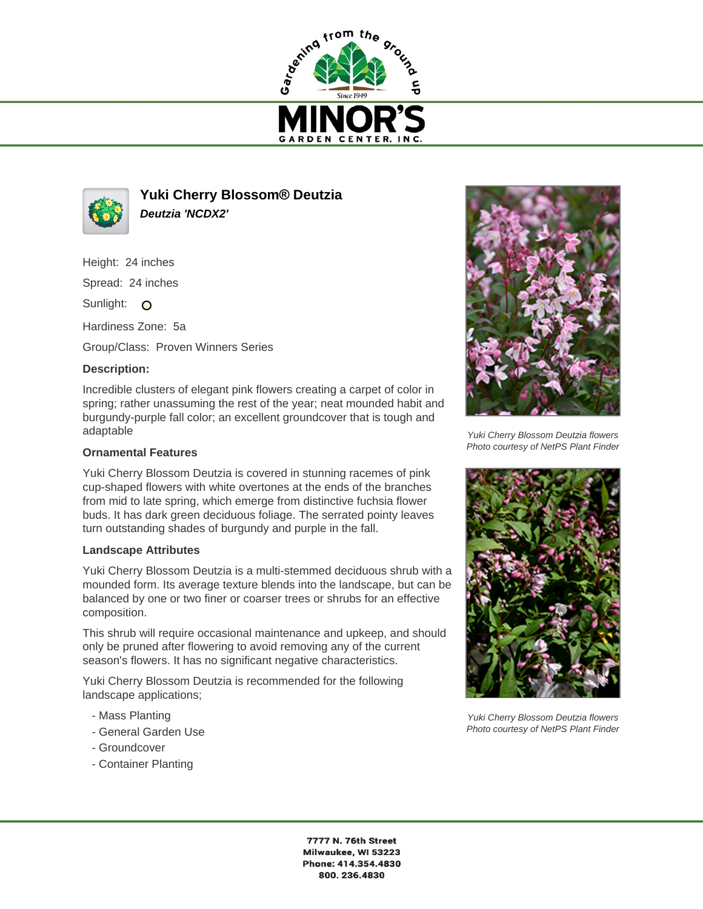# Yuki Cherry Blossom® Deutzia

***Deutzia 'NCDX2'***

Height: 24 inches

Spread: 24 inches

Sunlight: O

Hardiness Zone: 5a

Group/Class: Proven Winners Series

**Description:**

Incredible clusters of elegant pink flowers creating a carpet of color in spring; rather unassuming the rest of the year; neat mounded habit and burgundy-purple fall color; an excellent groundcover that is tough and adaptable

**Ornamental Features**

Yuki Cherry Blossom Deutzia is covered in stunning racemes of pink cup-shaped flowers with white overtones at the ends of the branches from mid to late spring, which emerge from distinctive fuchsia flower buds. It has dark green deciduous foliage. The serrated pointy leaves turn outstanding shades of burgundy and purple in the fall.

**Landscape Attributes**

Yuki Cherry Blossom Deutzia is a multi-stemmed deciduous shrub with a mounded form. Its average texture blends into the landscape, but can be balanced by one or two finer or coarser trees or shrubs for an effective composition.

This shrub will require occasional maintenance and upkeep, and should only be pruned after flowering to avoid removing any of the current season's flowers. It has no significant negative characteristics.

Yuki Cherry Blossom Deutzia is recommended for the following landscape applications;

- Mass Planting
- General Garden Use
- Groundcover
- Container Planting

*Yuki Cherry Blossom Deutzia flowers*
*Photo courtesy of NetPS Plant Finder*

*Yuki Cherry Blossom Deutzia flowers*
*Photo courtesy of NetPS Plant Finder*

**7777 N. 76th Street**
**Milwaukee, WI 53223**
**Phone: 414.354.4830**
**800. 236.4830**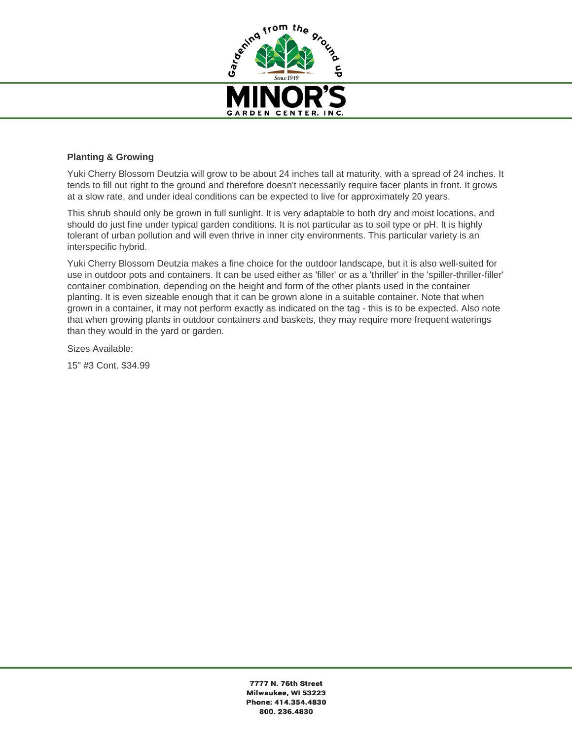### Planting & Growing

Yuki Cherry Blossom Deutzia will grow to be about 24 inches tall at maturity, with a spread of 24 inches. It tends to fill out right to the ground and therefore doesn't necessarily require facer plants in front. It grows at a slow rate, and under ideal conditions can be expected to live for approximately 20 years.

This shrub should only be grown in full sunlight. It is very adaptable to both dry and moist locations, and should do just fine under typical garden conditions. It is not particular as to soil type or pH. It is highly tolerant of urban pollution and will even thrive in inner city environments. This particular variety is an interspecific hybrid.

Yuki Cherry Blossom Deutzia makes a fine choice for the outdoor landscape, but it is also well-suited for use in outdoor pots and containers. It can be used either as 'filler' or as a 'thriller' in the 'spiller-thriller-filler' container combination, depending on the height and form of the other plants used in the container planting. It is even sizeable enough that it can be grown alone in a suitable container. Note that when grown in a container, it may not perform exactly as indicated on the tag - this is to be expected. Also note that when growing plants in outdoor containers and baskets, they may require more frequent waterings than they would in the yard or garden.

Sizes Available:

15" #3 Cont. $34.99